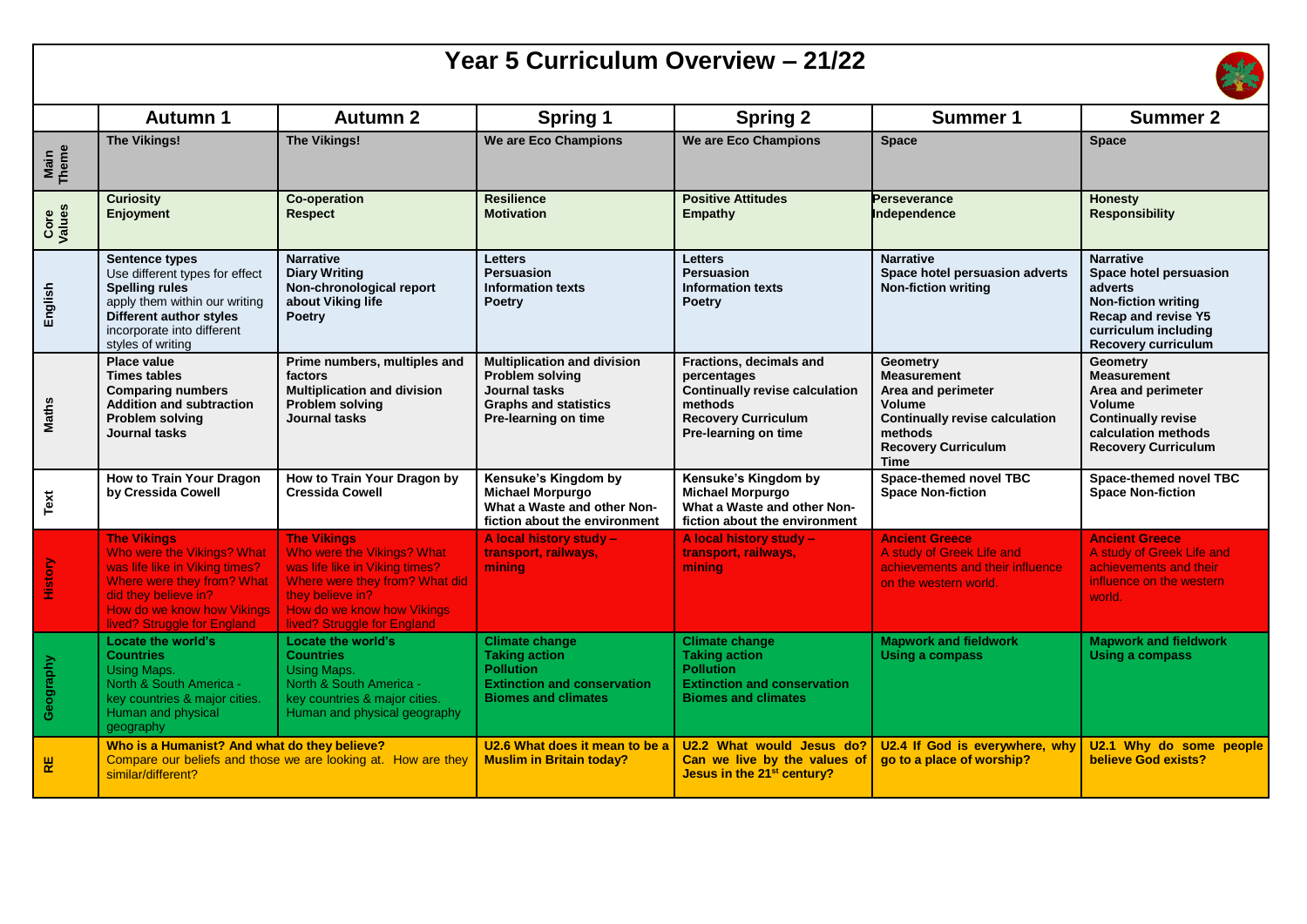# Year 5 Curriculum Overview – 21/22

| | Autumn 1 | Autumn 2 | Spring 1 | Spring 2 | Summer 1 | Summer 2 |
|---|---|---|---|---|---|---|
| Main Theme | **The Vikings!** | **The Vikings!** | **We are Eco Champions** | **We are Eco Champions** | **Space** | **Space** |
| Core Values | **Curiosity**<br>**Enjoyment** | **Co-operation**<br>**Respect** | **Resilience**<br>**Motivation** | **Positive Attitudes**<br>**Empathy** | **Perseverance**<br>**Independence** | **Honesty**<br>**Responsibility** |
| English | **Sentence types**<br>Use different types for effect<br>**Spelling rules**<br>apply them within our writing<br>**Different author styles**<br>incorporate into different styles of writing | **Narrative**<br>**Diary Writing**<br>**Non-chronological report about Viking life**<br>**Poetry** | **Letters**<br>**Persuasion**<br>**Information texts**<br>**Poetry** | **Letters**<br>**Persuasion**<br>**Information texts**<br>**Poetry** | **Narrative**<br>**Space hotel persuasion adverts**<br>**Non-fiction writing** | **Narrative**<br>**Space hotel persuasion adverts**<br>**Non-fiction writing**<br>**Recap and revise Y5 curriculum including Recovery curriculum** |
| Maths | **Place value**<br>**Times tables**<br>**Comparing numbers**<br>**Addition and subtraction**<br>**Problem solving**<br>**Journal tasks** | **Prime numbers, multiples and factors**<br>**Multiplication and division**<br>**Problem solving**<br>**Journal tasks** | **Multiplication and division**<br>**Problem solving**<br>**Journal tasks**<br>**Graphs and statistics**<br>**Pre-learning on time** | **Fractions, decimals and percentages**<br>**Continually revise calculation methods**<br>**Recovery Curriculum**<br>**Pre-learning on time** | **Geometry**<br>**Measurement**<br>**Area and perimeter**<br>**Volume**<br>**Continually revise calculation methods**<br>**Recovery Curriculum**<br>**Time** | **Geometry**<br>**Measurement**<br>**Area and perimeter**<br>**Volume**<br>**Continually revise calculation methods**<br>**Recovery Curriculum** |
| Text | **How to Train Your Dragon by Cressida Cowell** | **How to Train Your Dragon by Cressida Cowell** | **Kensuke's Kingdom by Michael Morpurgo**<br>**What a Waste and other Non-fiction about the environment** | **Kensuke's Kingdom by Michael Morpurgo**<br>**What a Waste and other Non-fiction about the environment** | **Space-themed novel TBC**<br>**Space Non-fiction** | **Space-themed novel TBC**<br>**Space Non-fiction** |
| History | **The Vikings**<br>Who were the Vikings? What was life like in Viking times? Where were they from? What did they believe in?<br>How do we know how Vikings lived? Struggle for England | **The Vikings**<br>Who were the Vikings? What was life like in Viking times? Where were they from? What did they believe in?<br>How do we know how Vikings lived? Struggle for England | **A local history study – transport, railways, mining** | **A local history study – transport, railways, mining** | **Ancient Greece**<br>A study of Greek Life and achievements and their influence on the western world. | **Ancient Greece**<br>A study of Greek Life and achievements and their influence on the western world. |
| Geography | **Locate the world's Countries**<br>Using Maps.<br>North & South America - key countries & major cities.<br>Human and physical geography | **Locate the world's Countries**<br>Using Maps.<br>North & South America - key countries & major cities.<br>Human and physical geography | **Climate change**<br>**Taking action**<br>**Pollution**<br>**Extinction and conservation**<br>**Biomes and climates** | **Climate change**<br>**Taking action**<br>**Pollution**<br>**Extinction and conservation**<br>**Biomes and climates** | **Mapwork and fieldwork**<br>**Using a compass** | **Mapwork and fieldwork**<br>**Using a compass** |
| RE | **Who is a Humanist? And what do they believe?**<br>Compare our beliefs and those we are looking at. How are they similar/different? | | **U2.6 What does it mean to be a Muslim in Britain today?** | **U2.2 What would Jesus do? Can we live by the values of Jesus in the 21st century?** | **U2.4 If God is everywhere, why go to a place of worship?** | **U2.1 Why do some people believe God exists?** |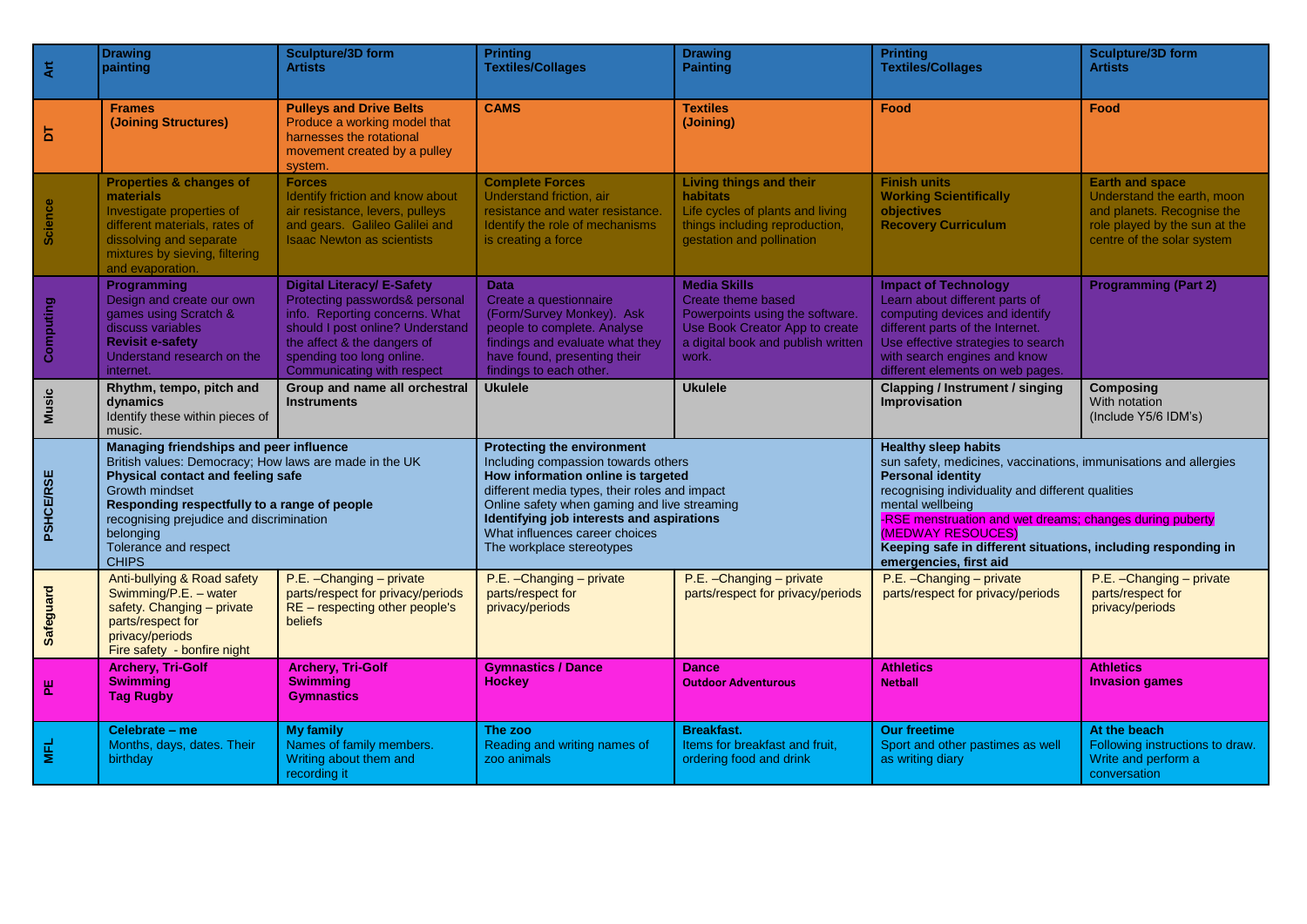| | | | | | | |
|---|---|---|---|---|---|---|
| **Art** | **Drawing painting** | **Sculpture/3D form Artists** | **Printing Textiles/Collages** | **Drawing Painting** | **Printing Textiles/Collages** | **Sculpture/3D form Artists** |
| **DT** | **Frames (Joining Structures)** | **Pulleys and Drive Belts** Produce a working model that harnesses the rotational movement created by a pulley system. | **CAMS** | **Textiles (Joining)** | **Food** | **Food** |
| **Science** | **Properties & changes of materials** Investigate properties of different materials, rates of dissolving and separate mixtures by sieving, filtering and evaporation. | **Forces** Identify friction and know about air resistance, levers, pulleys and gears. Galileo Galilei and Isaac Newton as scientists | **Complete Forces** Understand friction, air resistance and water resistance. Identify the role of mechanisms is creating a force | **Living things and their habitats** Life cycles of plants and living things including reproduction, gestation and pollination | **Finish units Working Scientifically objectives Recovery Curriculum** | **Earth and space** Understand the earth, moon and planets. Recognise the role played by the sun at the centre of the solar system |
| **Computing** | **Programming** Design and create our own games using Scratch & discuss variables **Revisit e-safety** Understand research on the internet. | **Digital Literacy/ E-Safety** Protecting passwords& personal info. Reporting concerns. What should I post online? Understand the affect & the dangers of spending too long online. Communicating with respect | **Data** Create a questionnaire (Form/Survey Monkey). Ask people to complete. Analyse findings and evaluate what they have found, presenting their findings to each other. | **Media Skills** Create theme based Powerpoints using the software. Use Book Creator App to create a digital book and publish written work. | **Impact of Technology** Learn about different parts of computing devices and identify different parts of the Internet. Use effective strategies to search with search engines and know different elements on web pages. | **Programming (Part 2)** |
| **Music** | **Rhythm, tempo, pitch and dynamics** Identify these within pieces of music. | **Group and name all orchestral Instruments** | **Ukulele** | **Ukulele** | **Clapping / Instrument / singing Improvisation** | **Composing** With notation (Include Y5/6 IDM's) |
| **PSHCE/RSE** | **Managing friendships and peer influence** British values: Democracy; How laws are made in the UK **Physical contact and feeling safe** Growth mindset **Responding respectfully to a range of people** recognising prejudice and discrimination belonging Tolerance and respect CHIPS | | **Protecting the environment** Including compassion towards others **How information online is targeted** different media types, their roles and impact Online safety when gaming and live streaming **Identifying job interests and aspirations** What influences career choices The workplace stereotypes | | **Healthy sleep habits** sun safety, medicines, vaccinations, immunisations and allergies **Personal identity** recognising individuality and different qualities mental wellbeing -RSE menstruation and wet dreams; changes during puberty (MEDWAY RESOUCES) **Keeping safe in different situations, including responding in emergencies, first aid** | |
| **Safeguard** | Anti-bullying & Road safety Swimming/P.E. – water safety. Changing – private parts/respect for privacy/periods Fire safety - bonfire night | P.E. –Changing – private parts/respect for privacy/periods RE – respecting other people's beliefs | P.E. –Changing – private parts/respect for privacy/periods | P.E. –Changing – private parts/respect for privacy/periods | P.E. –Changing – private parts/respect for privacy/periods | P.E. –Changing – private parts/respect for privacy/periods |
| **PE** | **Archery, Tri-Golf Swimming Tag Rugby** | **Archery, Tri-Golf Swimming Gymnastics** | **Gymnastics / Dance Hockey** | **Dance Outdoor Adventurous** | **Athletics Netball** | **Athletics Invasion games** |
| **MFL** | **Celebrate – me** Months, days, dates. Their birthday | **My family** Names of family members. Writing about them and recording it | **The zoo** Reading and writing names of zoo animals | **Breakfast.** Items for breakfast and fruit, ordering food and drink | **Our freetime** Sport and other pastimes as well as writing diary | **At the beach** Following instructions to draw. Write and perform a conversation |